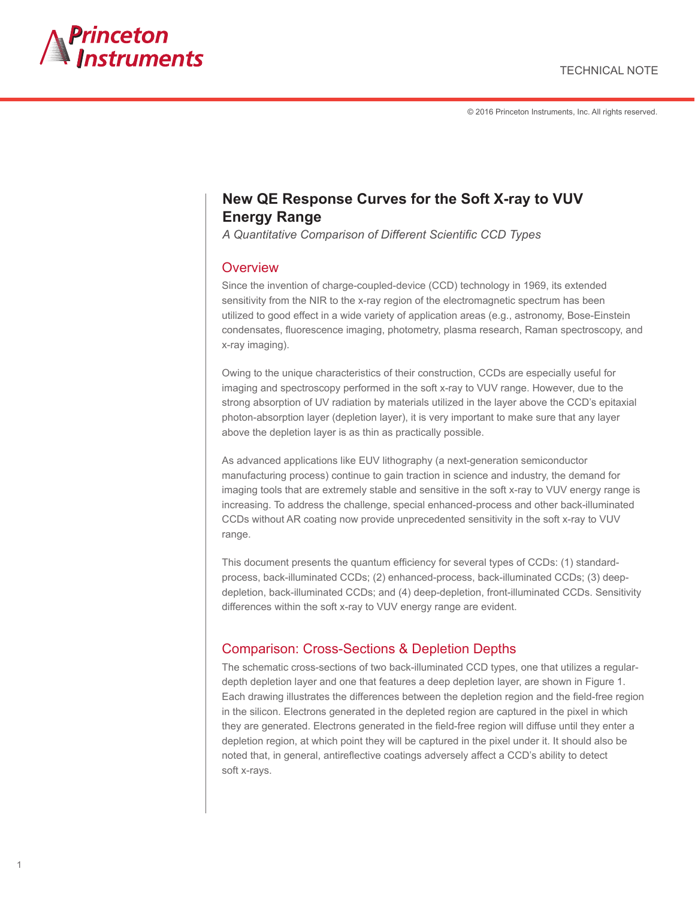TECHNICAL NOTE

© 2016 Princeton Instruments, Inc. All rights reserved.

# New QE Response Curves for the Soft X-ray to VUV Energy Range

*A Quantitative Comparison of Different Scientific CCD Types*

## Overview

Since the invention of charge-coupled-device (CCD) technology in 1969, its extended sensitivity from the NIR to the x-ray region of the electromagnetic spectrum has been utilized to good effect in a wide variety of application areas (e.g., astronomy, Bose-Einstein condensates, fluorescence imaging, photometry, plasma research, Raman spectroscopy, and x-ray imaging).

Owing to the unique characteristics of their construction, CCDs are especially useful for imaging and spectroscopy performed in the soft x-ray to VUV range. However, due to the strong absorption of UV radiation by materials utilized in the layer above the CCD's epitaxial photon-absorption layer (depletion layer), it is very important to make sure that any layer above the depletion layer is as thin as practically possible.

As advanced applications like EUV lithography (a next-generation semiconductor manufacturing process) continue to gain traction in science and industry, the demand for imaging tools that are extremely stable and sensitive in the soft x-ray to VUV energy range is increasing. To address the challenge, special enhanced-process and other back-illuminated CCDs without AR coating now provide unprecedented sensitivity in the soft x-ray to VUV range.

This document presents the quantum efficiency for several types of CCDs: (1) standard-process, back-illuminated CCDs; (2) enhanced-process, back-illuminated CCDs; (3) deep-depletion, back-illuminated CCDs; and (4) deep-depletion, front-illuminated CCDs. Sensitivity differences within the soft x-ray to VUV energy range are evident.

## Comparison: Cross-Sections & Depletion Depths

The schematic cross-sections of two back-illuminated CCD types, one that utilizes a regular-depth depletion layer and one that features a deep depletion layer, are shown in Figure 1. Each drawing illustrates the differences between the depletion region and the field-free region in the silicon. Electrons generated in the depleted region are captured in the pixel in which they are generated. Electrons generated in the field-free region will diffuse until they enter a depletion region, at which point they will be captured in the pixel under it. It should also be noted that, in general, antireflective coatings adversely affect a CCD's ability to detect soft x-rays.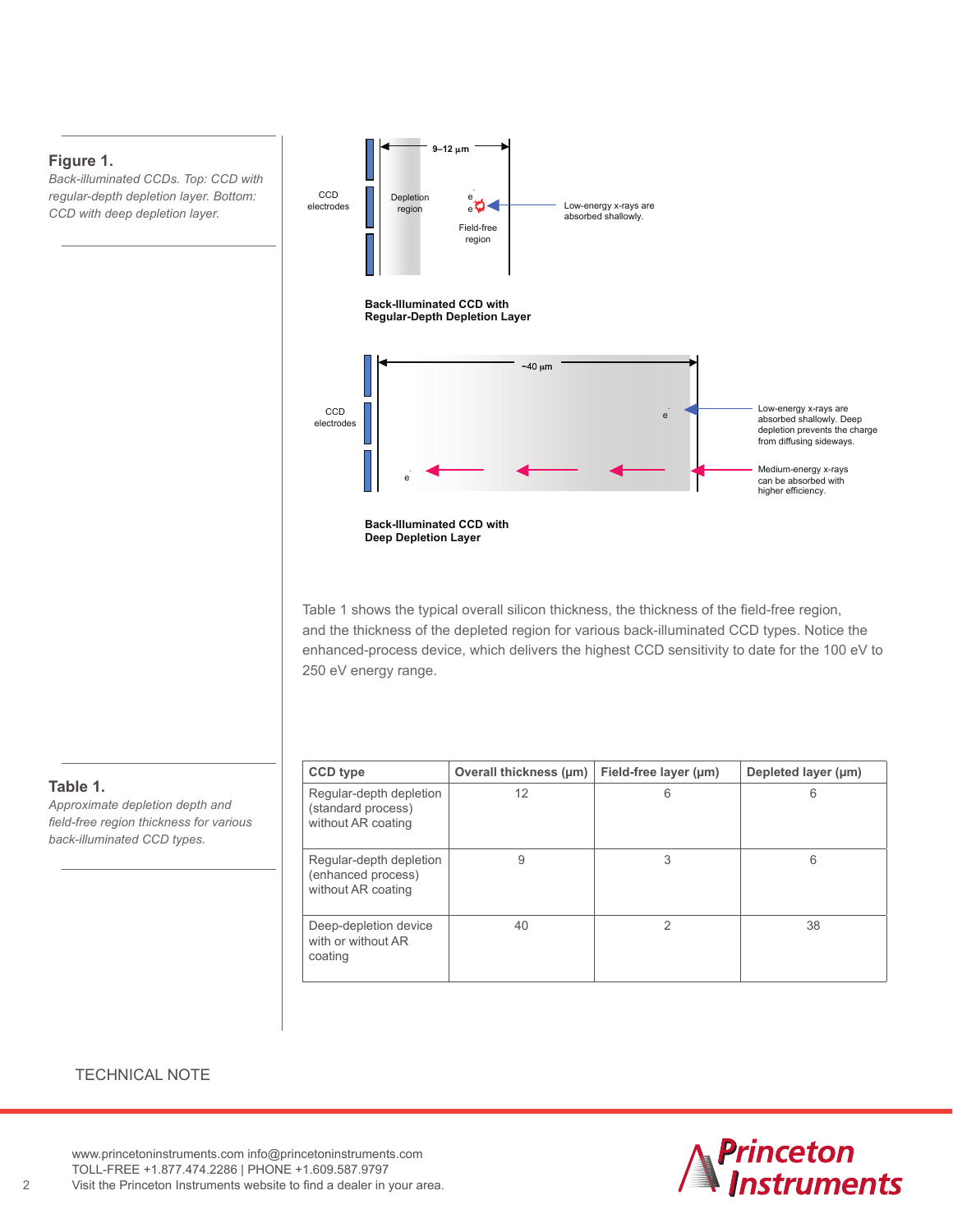**Figure 1.**

*Back-illuminated CCDs. Top: CCD with regular-depth depletion layer. Bottom: CCD with deep depletion layer.*

CCD electrodes | Depletion region | 9–12 µm | Field-free region | Low-energy x-rays are absorbed shallowly.

**Back-Illuminated CCD with Regular-Depth Depletion Layer**

CCD electrodes | ~40 µm | Low-energy x-rays are absorbed shallowly. Deep depletion prevents the charge from diffusing sideways. | Medium-energy x-rays can be absorbed with higher efficiency.

**Back-Illuminated CCD with Deep Depletion Layer**

Table 1 shows the typical overall silicon thickness, the thickness of the field-free region, and the thickness of the depleted region for various back-illuminated CCD types. Notice the enhanced-process device, which delivers the highest CCD sensitivity to date for the 100 eV to 250 eV energy range.

**Table 1.**

*Approximate depletion depth and field-free region thickness for various back-illuminated CCD types.*

| CCD type | Overall thickness (µm) | Field-free layer (µm) | Depleted layer (µm) |
|---|---|---|---|
| Regular-depth depletion (standard process) without AR coating | 12 | 6 | 6 |
| Regular-depth depletion (enhanced process) without AR coating | 9 | 3 | 6 |
| Deep-depletion device with or without AR coating | 40 | 2 | 38 |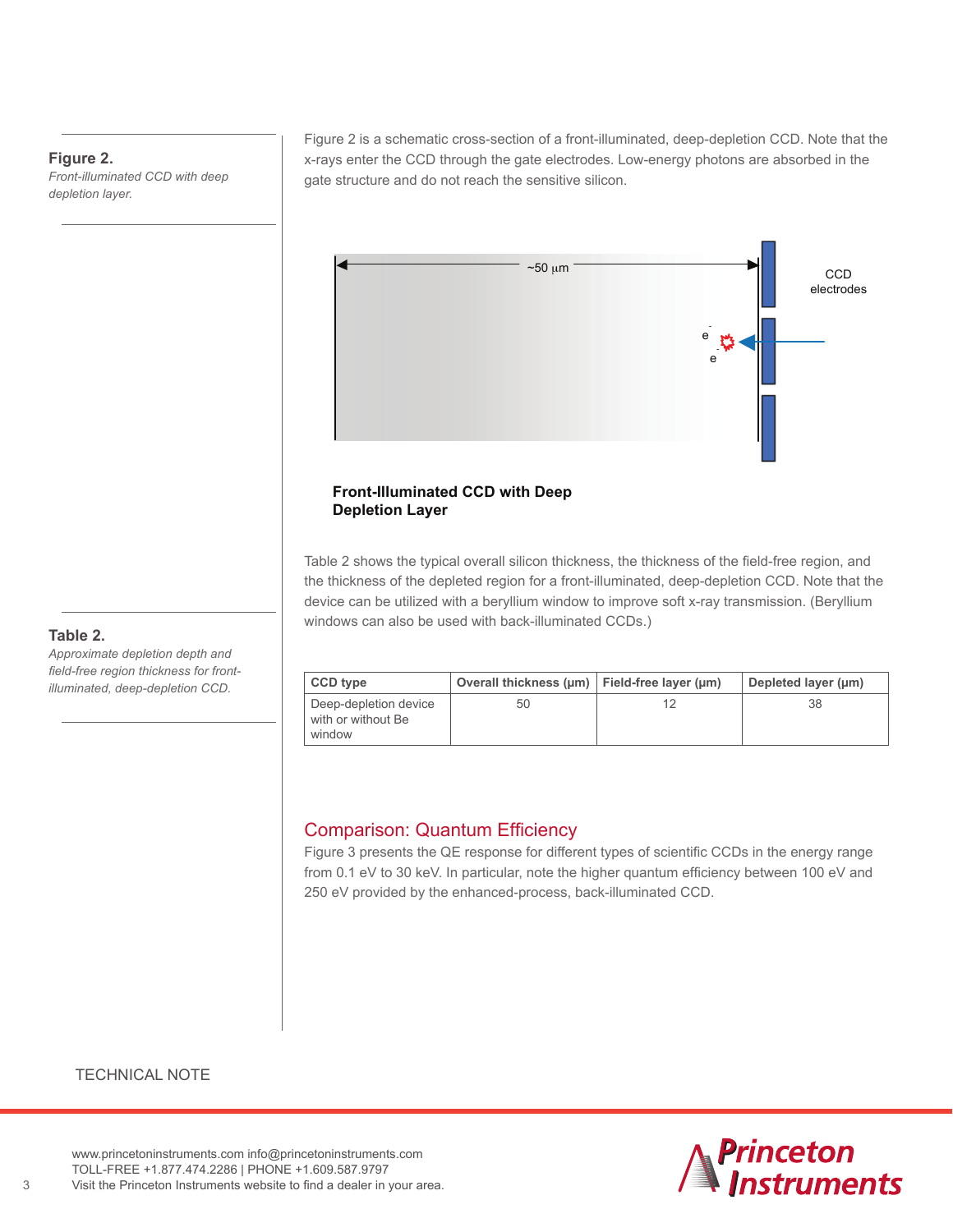**Figure 2.**
*Front-illuminated CCD with deep depletion layer.*

Figure 2 is a schematic cross-section of a front-illuminated, deep-depletion CCD. Note that the x-rays enter the CCD through the gate electrodes. Low-energy photons are absorbed in the gate structure and do not reach the sensitive silicon.

~50 µm

CCD electrodes

**Front-Illuminated CCD with Deep Depletion Layer**

**Table 2.**
*Approximate depletion depth and field-free region thickness for front-illuminated, deep-depletion CCD.*

Table 2 shows the typical overall silicon thickness, the thickness of the field-free region, and the thickness of the depleted region for a front-illuminated, deep-depletion CCD. Note that the device can be utilized with a beryllium window to improve soft x-ray transmission. (Beryllium windows can also be used with back-illuminated CCDs.)

| CCD type | Overall thickness (µm) | Field-free layer (µm) | Depleted layer (µm) |
| --- | --- | --- | --- |
| Deep-depletion device with or without Be window | 50 | 12 | 38 |

## Comparison: Quantum Efficiency

Figure 3 presents the QE response for different types of scientific CCDs in the energy range from 0.1 eV to 30 keV. In particular, note the higher quantum efficiency between 100 eV and 250 eV provided by the enhanced-process, back-illuminated CCD.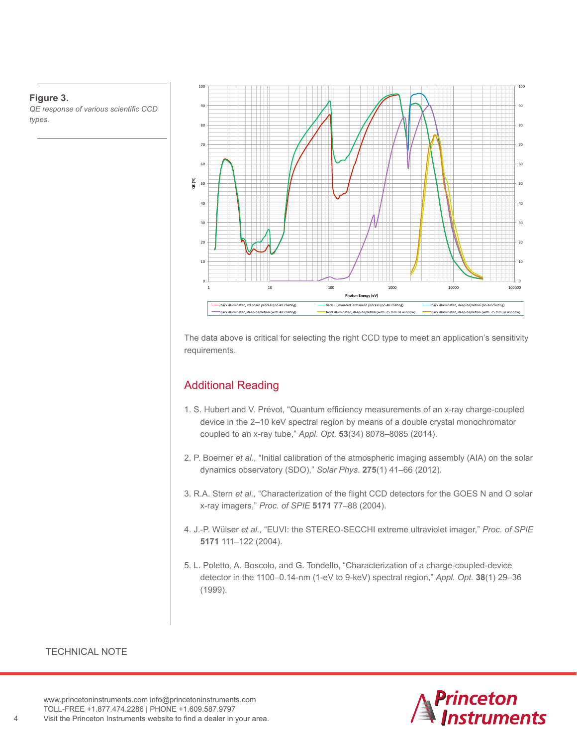**Figure 3.**

*QE response of various scientific CCD types.*

QE (%)

100
90
80
70
60
50
40
30
20
10
0

1
10
100
1000
10000
100000

Photon Energy (eV)

back illuminated, standard process (no AR coating)
back illuminated, enhanced process (no AR coating)
back illuminated, deep depletion (no AR coating)
back illuminated, deep depletion (with AR coating)
front illuminated, deep depletion (with .25 mm Be window)
back illuminated, deep depletion (with .25 mm Be window)

The data above is critical for selecting the right CCD type to meet an application's sensitivity requirements.

## Additional Reading

1. S. Hubert and V. Prévot, "Quantum efficiency measurements of an x-ray charge-coupled device in the 2–10 keV spectral region by means of a double crystal monochromator coupled to an x-ray tube," *Appl. Opt.* **53**(34) 8078–8085 (2014).

2. P. Boerner *et al.,* "Initial calibration of the atmospheric imaging assembly (AIA) on the solar dynamics observatory (SDO)," *Solar Phys*. **275**(1) 41–66 (2012).

3. R.A. Stern *et al.,* "Characterization of the flight CCD detectors for the GOES N and O solar x-ray imagers," *Proc. of SPIE* **5171** 77–88 (2004).

4. J.-P. Wülser *et al.,* "EUVI: the STEREO-SECCHI extreme ultraviolet imager," *Proc. of SPIE* **5171** 111–122 (2004).

5. L. Poletto, A. Boscolo, and G. Tondello, "Characterization of a charge-coupled-device detector in the 1100–0.14-nm (1-eV to 9-keV) spectral region," *Appl. Opt.* **38**(1) 29–36 (1999).

TECHNICAL NOTE

www.princetoninstruments.com info@princetoninstruments.com
TOLL-FREE +1.877.474.2286 | PHONE +1.609.587.9797
Visit the Princeton Instruments website to find a dealer in your area.